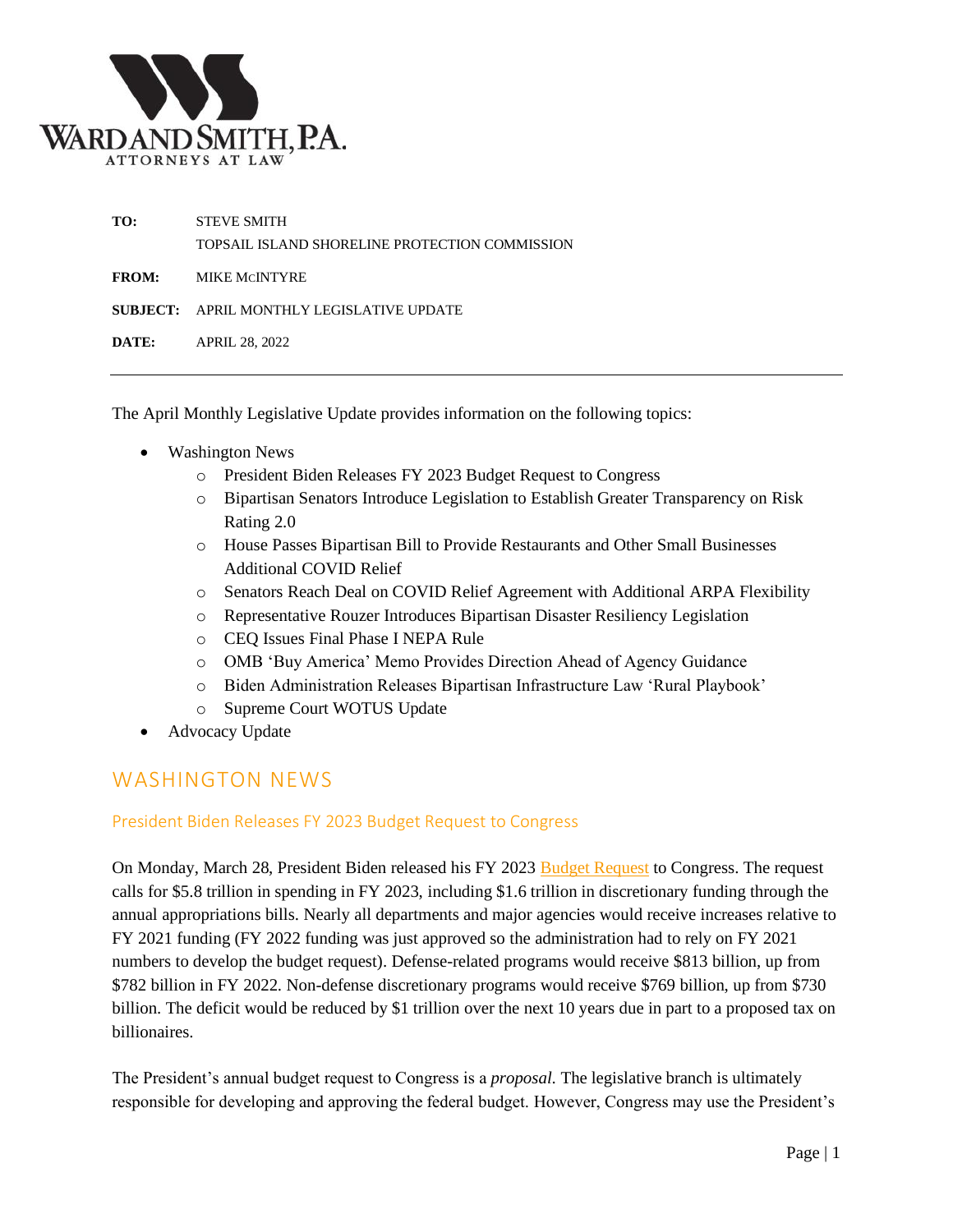**WARD AND SMITH, P.A.**
ATTORNEYS AT LAW

**TO:** STEVE SMITH
TOPSAIL ISLAND SHORELINE PROTECTION COMMISSION

**FROM:** MIKE MCINTYRE

**SUBJECT:** APRIL MONTHLY LEGISLATIVE UPDATE

**DATE:** APRIL 28, 2022

---

The April Monthly Legislative Update provides information on the following topics:

- Washington News
  - President Biden Releases FY 2023 Budget Request to Congress
  - Bipartisan Senators Introduce Legislation to Establish Greater Transparency on Risk Rating 2.0
  - House Passes Bipartisan Bill to Provide Restaurants and Other Small Businesses Additional COVID Relief
  - Senators Reach Deal on COVID Relief Agreement with Additional ARPA Flexibility
  - Representative Rouzer Introduces Bipartisan Disaster Resiliency Legislation
  - CEQ Issues Final Phase I NEPA Rule
  - OMB 'Buy America' Memo Provides Direction Ahead of Agency Guidance
  - Biden Administration Releases Bipartisan Infrastructure Law 'Rural Playbook'
  - Supreme Court WOTUS Update
- Advocacy Update

## WASHINGTON NEWS

### President Biden Releases FY 2023 Budget Request to Congress

On Monday, March 28, President Biden released his FY 2023 Budget Request to Congress. The request calls for $5.8 trillion in spending in FY 2023, including $1.6 trillion in discretionary funding through the annual appropriations bills. Nearly all departments and major agencies would receive increases relative to FY 2021 funding (FY 2022 funding was just approved so the administration had to rely on FY 2021 numbers to develop the budget request). Defense-related programs would receive $813 billion, up from $782 billion in FY 2022. Non-defense discretionary programs would receive $769 billion, up from $730 billion. The deficit would be reduced by $1 trillion over the next 10 years due in part to a proposed tax on billionaires.

The President's annual budget request to Congress is a *proposal.* The legislative branch is ultimately responsible for developing and approving the federal budget. However, Congress may use the President's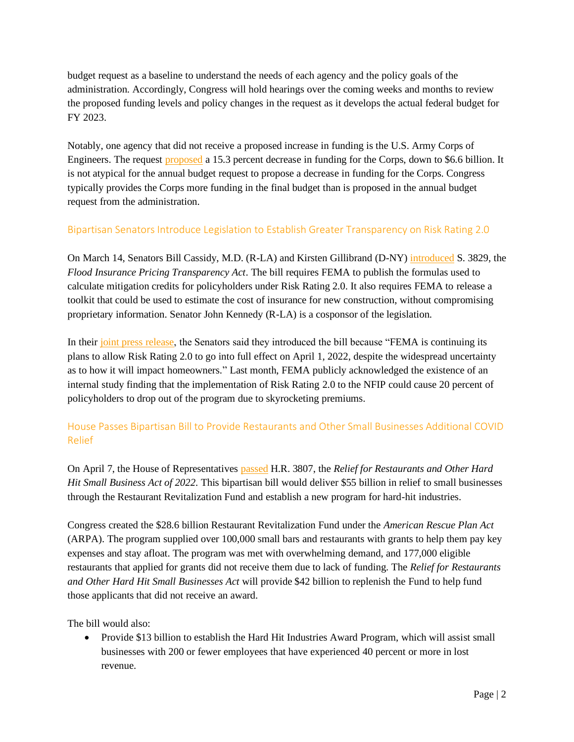budget request as a baseline to understand the needs of each agency and the policy goals of the administration. Accordingly, Congress will hold hearings over the coming weeks and months to review the proposed funding levels and policy changes in the request as it develops the actual federal budget for FY 2023.

Notably, one agency that did not receive a proposed increase in funding is the U.S. Army Corps of Engineers. The request proposed a 15.3 percent decrease in funding for the Corps, down to $6.6 billion. It is not atypical for the annual budget request to propose a decrease in funding for the Corps. Congress typically provides the Corps more funding in the final budget than is proposed in the annual budget request from the administration.

## Bipartisan Senators Introduce Legislation to Establish Greater Transparency on Risk Rating 2.0

On March 14, Senators Bill Cassidy, M.D. (R-LA) and Kirsten Gillibrand (D-NY) introduced S. 3829, the *Flood Insurance Pricing Transparency Act*. The bill requires FEMA to publish the formulas used to calculate mitigation credits for policyholders under Risk Rating 2.0. It also requires FEMA to release a toolkit that could be used to estimate the cost of insurance for new construction, without compromising proprietary information. Senator John Kennedy (R-LA) is a cosponsor of the legislation.

In their joint press release, the Senators said they introduced the bill because "FEMA is continuing its plans to allow Risk Rating 2.0 to go into full effect on April 1, 2022, despite the widespread uncertainty as to how it will impact homeowners." Last month, FEMA publicly acknowledged the existence of an internal study finding that the implementation of Risk Rating 2.0 to the NFIP could cause 20 percent of policyholders to drop out of the program due to skyrocketing premiums.

## House Passes Bipartisan Bill to Provide Restaurants and Other Small Businesses Additional COVID Relief

On April 7, the House of Representatives passed H.R. 3807, the *Relief for Restaurants and Other Hard Hit Small Business Act of 2022*. This bipartisan bill would deliver $55 billion in relief to small businesses through the Restaurant Revitalization Fund and establish a new program for hard-hit industries.

Congress created the $28.6 billion Restaurant Revitalization Fund under the *American Rescue Plan Act* (ARPA). The program supplied over 100,000 small bars and restaurants with grants to help them pay key expenses and stay afloat. The program was met with overwhelming demand, and 177,000 eligible restaurants that applied for grants did not receive them due to lack of funding. The *Relief for Restaurants and Other Hard Hit Small Businesses Act* will provide $42 billion to replenish the Fund to help fund those applicants that did not receive an award.

The bill would also:

- Provide $13 billion to establish the Hard Hit Industries Award Program, which will assist small businesses with 200 or fewer employees that have experienced 40 percent or more in lost revenue.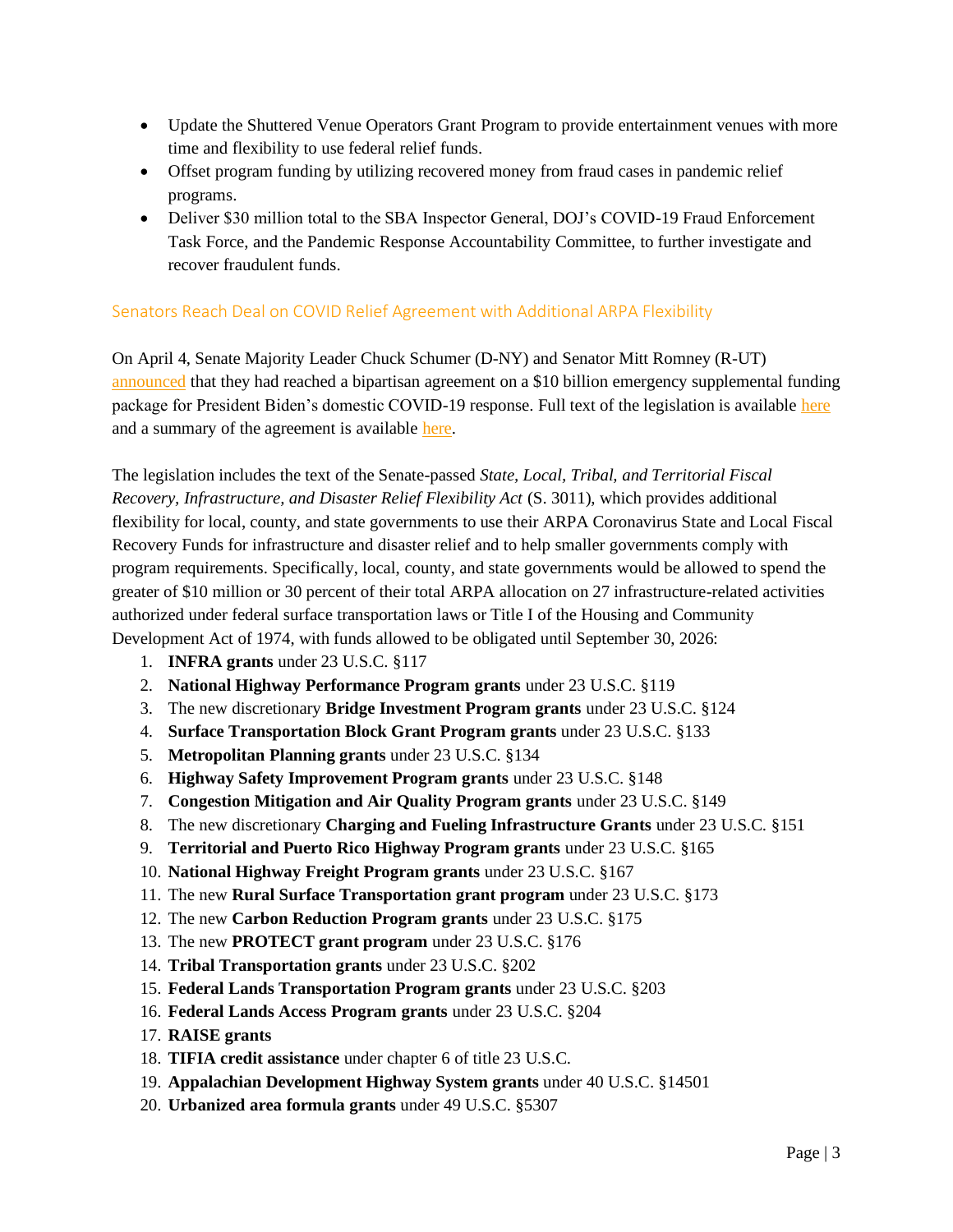- Update the Shuttered Venue Operators Grant Program to provide entertainment venues with more time and flexibility to use federal relief funds.
- Offset program funding by utilizing recovered money from fraud cases in pandemic relief programs.
- Deliver $30 million total to the SBA Inspector General, DOJ's COVID-19 Fraud Enforcement Task Force, and the Pandemic Response Accountability Committee, to further investigate and recover fraudulent funds.

## Senators Reach Deal on COVID Relief Agreement with Additional ARPA Flexibility

On April 4, Senate Majority Leader Chuck Schumer (D-NY) and Senator Mitt Romney (R-UT) announced that they had reached a bipartisan agreement on a $10 billion emergency supplemental funding package for President Biden's domestic COVID-19 response. Full text of the legislation is available here and a summary of the agreement is available here.

The legislation includes the text of the Senate-passed *State, Local, Tribal, and Territorial Fiscal Recovery, Infrastructure, and Disaster Relief Flexibility Act* (S. 3011), which provides additional flexibility for local, county, and state governments to use their ARPA Coronavirus State and Local Fiscal Recovery Funds for infrastructure and disaster relief and to help smaller governments comply with program requirements. Specifically, local, county, and state governments would be allowed to spend the greater of $10 million or 30 percent of their total ARPA allocation on 27 infrastructure-related activities authorized under federal surface transportation laws or Title I of the Housing and Community Development Act of 1974, with funds allowed to be obligated until September 30, 2026:

1. **INFRA grants** under 23 U.S.C. §117
2. **National Highway Performance Program grants** under 23 U.S.C. §119
3. The new discretionary **Bridge Investment Program grants** under 23 U.S.C. §124
4. **Surface Transportation Block Grant Program grants** under 23 U.S.C. §133
5. **Metropolitan Planning grants** under 23 U.S.C. §134
6. **Highway Safety Improvement Program grants** under 23 U.S.C. §148
7. **Congestion Mitigation and Air Quality Program grants** under 23 U.S.C. §149
8. The new discretionary **Charging and Fueling Infrastructure Grants** under 23 U.S.C. §151
9. **Territorial and Puerto Rico Highway Program grants** under 23 U.S.C. §165
10. **National Highway Freight Program grants** under 23 U.S.C. §167
11. The new **Rural Surface Transportation grant program** under 23 U.S.C. §173
12. The new **Carbon Reduction Program grants** under 23 U.S.C. §175
13. The new **PROTECT grant program** under 23 U.S.C. §176
14. **Tribal Transportation grants** under 23 U.S.C. §202
15. **Federal Lands Transportation Program grants** under 23 U.S.C. §203
16. **Federal Lands Access Program grants** under 23 U.S.C. §204
17. **RAISE grants**
18. **TIFIA credit assistance** under chapter 6 of title 23 U.S.C.
19. **Appalachian Development Highway System grants** under 40 U.S.C. §14501
20. **Urbanized area formula grants** under 49 U.S.C. §5307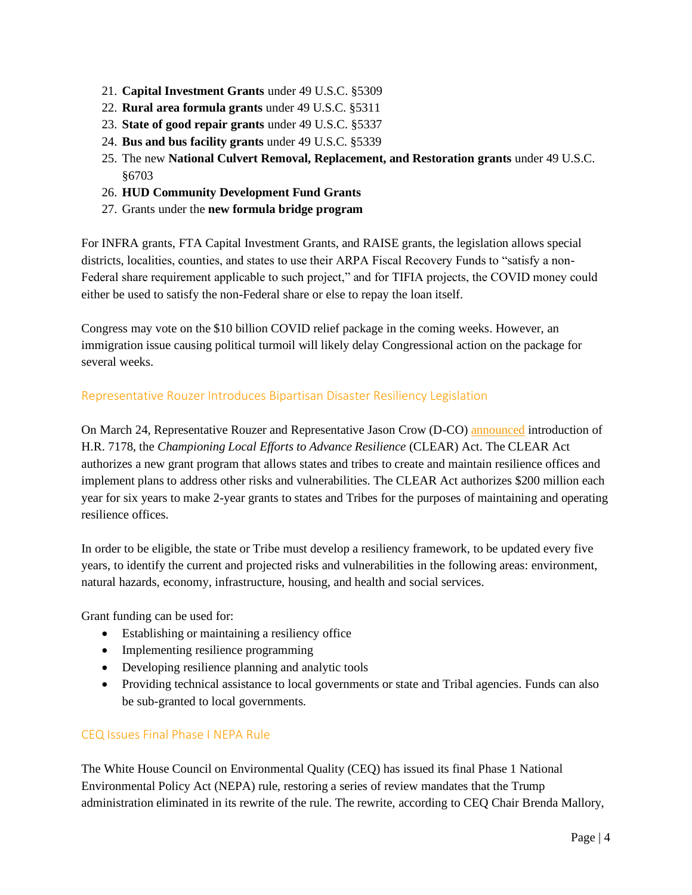21. **Capital Investment Grants** under 49 U.S.C. §5309
22. **Rural area formula grants** under 49 U.S.C. §5311
23. **State of good repair grants** under 49 U.S.C. §5337
24. **Bus and bus facility grants** under 49 U.S.C. §5339
25. The new **National Culvert Removal, Replacement, and Restoration grants** under 49 U.S.C. §6703
26. **HUD Community Development Fund Grants**
27. Grants under the **new formula bridge program**

For INFRA grants, FTA Capital Investment Grants, and RAISE grants, the legislation allows special districts, localities, counties, and states to use their ARPA Fiscal Recovery Funds to "satisfy a non-Federal share requirement applicable to such project," and for TIFIA projects, the COVID money could either be used to satisfy the non-Federal share or else to repay the loan itself.

Congress may vote on the $10 billion COVID relief package in the coming weeks. However, an immigration issue causing political turmoil will likely delay Congressional action on the package for several weeks.

## Representative Rouzer Introduces Bipartisan Disaster Resiliency Legislation

On March 24, Representative Rouzer and Representative Jason Crow (D-CO) announced introduction of H.R. 7178, the *Championing Local Efforts to Advance Resilience* (CLEAR) Act. The CLEAR Act authorizes a new grant program that allows states and tribes to create and maintain resilience offices and implement plans to address other risks and vulnerabilities. The CLEAR Act authorizes $200 million each year for six years to make 2-year grants to states and Tribes for the purposes of maintaining and operating resilience offices.

In order to be eligible, the state or Tribe must develop a resiliency framework, to be updated every five years, to identify the current and projected risks and vulnerabilities in the following areas: environment, natural hazards, economy, infrastructure, housing, and health and social services.

Grant funding can be used for:

- Establishing or maintaining a resiliency office
- Implementing resilience programming
- Developing resilience planning and analytic tools
- Providing technical assistance to local governments or state and Tribal agencies. Funds can also be sub-granted to local governments.

## CEQ Issues Final Phase I NEPA Rule

The White House Council on Environmental Quality (CEQ) has issued its final Phase 1 National Environmental Policy Act (NEPA) rule, restoring a series of review mandates that the Trump administration eliminated in its rewrite of the rule. The rewrite, according to CEQ Chair Brenda Mallory,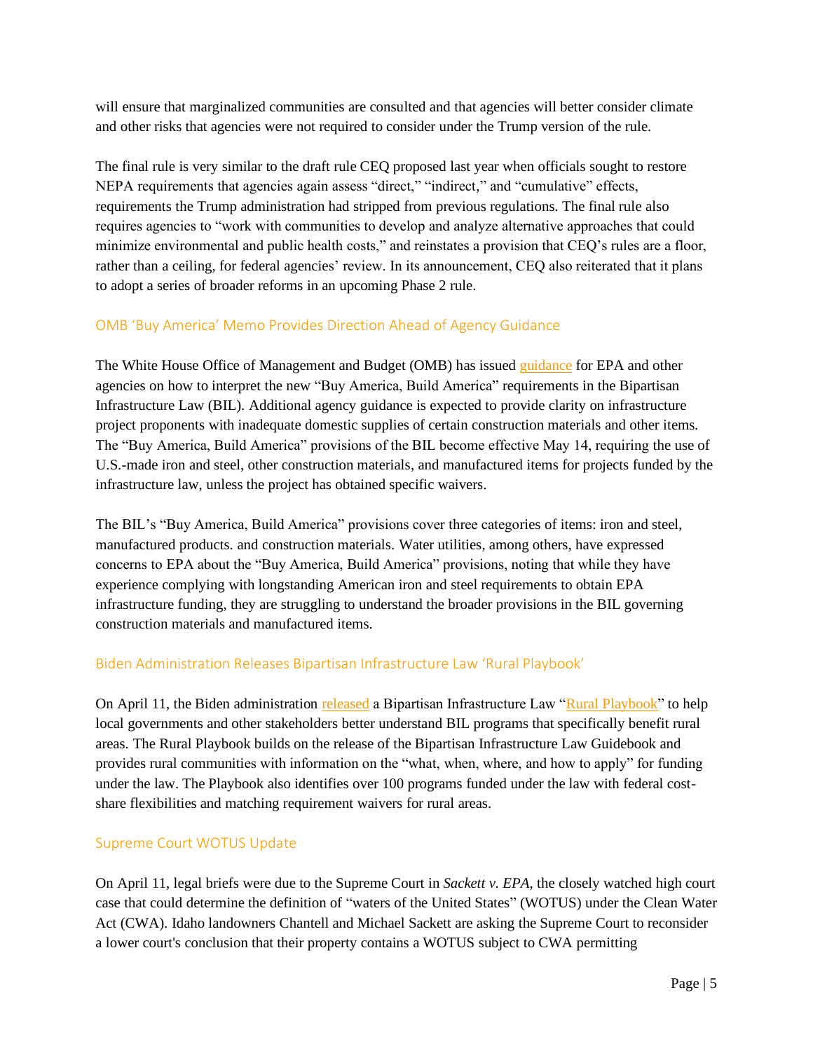will ensure that marginalized communities are consulted and that agencies will better consider climate and other risks that agencies were not required to consider under the Trump version of the rule.

The final rule is very similar to the draft rule CEQ proposed last year when officials sought to restore NEPA requirements that agencies again assess "direct," "indirect," and "cumulative" effects, requirements the Trump administration had stripped from previous regulations. The final rule also requires agencies to "work with communities to develop and analyze alternative approaches that could minimize environmental and public health costs," and reinstates a provision that CEQ's rules are a floor, rather than a ceiling, for federal agencies' review. In its announcement, CEQ also reiterated that it plans to adopt a series of broader reforms in an upcoming Phase 2 rule.

### OMB 'Buy America' Memo Provides Direction Ahead of Agency Guidance

The White House Office of Management and Budget (OMB) has issued guidance for EPA and other agencies on how to interpret the new "Buy America, Build America" requirements in the Bipartisan Infrastructure Law (BIL). Additional agency guidance is expected to provide clarity on infrastructure project proponents with inadequate domestic supplies of certain construction materials and other items. The "Buy America, Build America" provisions of the BIL become effective May 14, requiring the use of U.S.-made iron and steel, other construction materials, and manufactured items for projects funded by the infrastructure law, unless the project has obtained specific waivers.

The BIL's "Buy America, Build America" provisions cover three categories of items: iron and steel, manufactured products. and construction materials. Water utilities, among others, have expressed concerns to EPA about the "Buy America, Build America" provisions, noting that while they have experience complying with longstanding American iron and steel requirements to obtain EPA infrastructure funding, they are struggling to understand the broader provisions in the BIL governing construction materials and manufactured items.

### Biden Administration Releases Bipartisan Infrastructure Law 'Rural Playbook'

On April 11, the Biden administration released a Bipartisan Infrastructure Law "Rural Playbook" to help local governments and other stakeholders better understand BIL programs that specifically benefit rural areas. The Rural Playbook builds on the release of the Bipartisan Infrastructure Law Guidebook and provides rural communities with information on the "what, when, where, and how to apply" for funding under the law. The Playbook also identifies over 100 programs funded under the law with federal cost-share flexibilities and matching requirement waivers for rural areas.

### Supreme Court WOTUS Update

On April 11, legal briefs were due to the Supreme Court in *Sackett v. EPA*, the closely watched high court case that could determine the definition of "waters of the United States" (WOTUS) under the Clean Water Act (CWA). Idaho landowners Chantell and Michael Sackett are asking the Supreme Court to reconsider a lower court's conclusion that their property contains a WOTUS subject to CWA permitting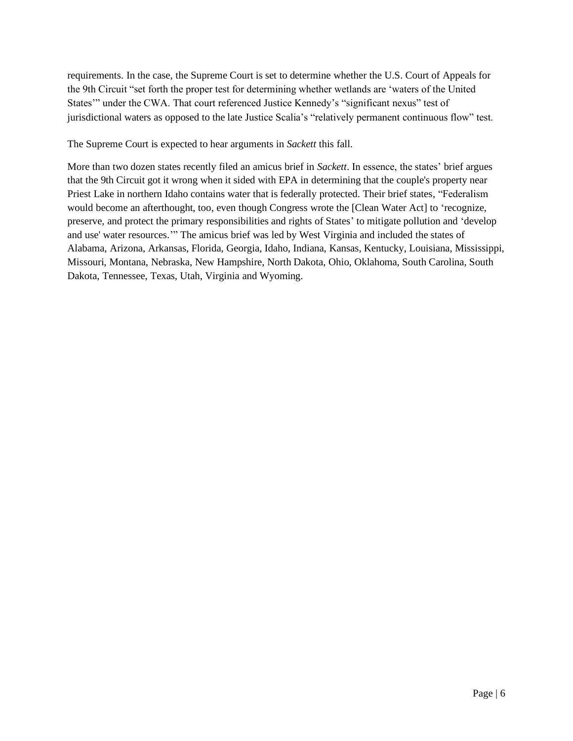requirements. In the case, the Supreme Court is set to determine whether the U.S. Court of Appeals for the 9th Circuit "set forth the proper test for determining whether wetlands are 'waters of the United States'" under the CWA. That court referenced Justice Kennedy's "significant nexus" test of jurisdictional waters as opposed to the late Justice Scalia's "relatively permanent continuous flow" test.

The Supreme Court is expected to hear arguments in *Sackett* this fall.

More than two dozen states recently filed an amicus brief in *Sackett*. In essence, the states' brief argues that the 9th Circuit got it wrong when it sided with EPA in determining that the couple's property near Priest Lake in northern Idaho contains water that is federally protected. Their brief states, "Federalism would become an afterthought, too, even though Congress wrote the [Clean Water Act] to 'recognize, preserve, and protect the primary responsibilities and rights of States' to mitigate pollution and 'develop and use' water resources.'" The amicus brief was led by West Virginia and included the states of Alabama, Arizona, Arkansas, Florida, Georgia, Idaho, Indiana, Kansas, Kentucky, Louisiana, Mississippi, Missouri, Montana, Nebraska, New Hampshire, North Dakota, Ohio, Oklahoma, South Carolina, South Dakota, Tennessee, Texas, Utah, Virginia and Wyoming.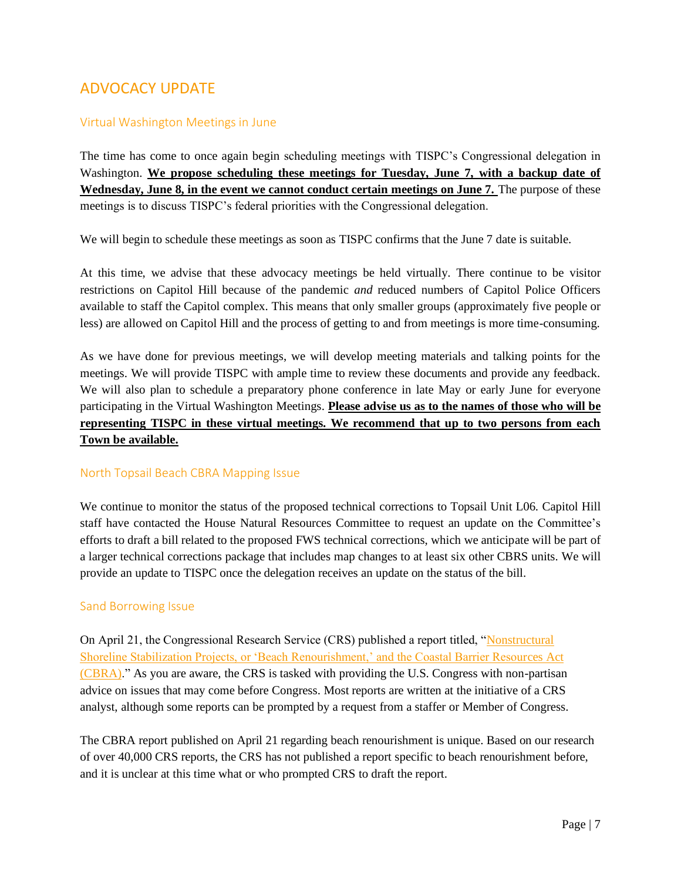## ADVOCACY UPDATE

### Virtual Washington Meetings in June

The time has come to once again begin scheduling meetings with TISPC's Congressional delegation in Washington. **We propose scheduling these meetings for Tuesday, June 7, with a backup date of Wednesday, June 8, in the event we cannot conduct certain meetings on June 7.** The purpose of these meetings is to discuss TISPC's federal priorities with the Congressional delegation.

We will begin to schedule these meetings as soon as TISPC confirms that the June 7 date is suitable.

At this time, we advise that these advocacy meetings be held virtually. There continue to be visitor restrictions on Capitol Hill because of the pandemic *and* reduced numbers of Capitol Police Officers available to staff the Capitol complex. This means that only smaller groups (approximately five people or less) are allowed on Capitol Hill and the process of getting to and from meetings is more time-consuming.

As we have done for previous meetings, we will develop meeting materials and talking points for the meetings. We will provide TISPC with ample time to review these documents and provide any feedback. We will also plan to schedule a preparatory phone conference in late May or early June for everyone participating in the Virtual Washington Meetings. **Please advise us as to the names of those who will be representing TISPC in these virtual meetings. We recommend that up to two persons from each Town be available.**

### North Topsail Beach CBRA Mapping Issue

We continue to monitor the status of the proposed technical corrections to Topsail Unit L06. Capitol Hill staff have contacted the House Natural Resources Committee to request an update on the Committee's efforts to draft a bill related to the proposed FWS technical corrections, which we anticipate will be part of a larger technical corrections package that includes map changes to at least six other CBRS units. We will provide an update to TISPC once the delegation receives an update on the status of the bill.

### Sand Borrowing Issue

On April 21, the Congressional Research Service (CRS) published a report titled, "Nonstructural Shoreline Stabilization Projects, or 'Beach Renourishment,' and the Coastal Barrier Resources Act (CBRA)." As you are aware, the CRS is tasked with providing the U.S. Congress with non-partisan advice on issues that may come before Congress. Most reports are written at the initiative of a CRS analyst, although some reports can be prompted by a request from a staffer or Member of Congress.

The CBRA report published on April 21 regarding beach renourishment is unique. Based on our research of over 40,000 CRS reports, the CRS has not published a report specific to beach renourishment before, and it is unclear at this time what or who prompted CRS to draft the report.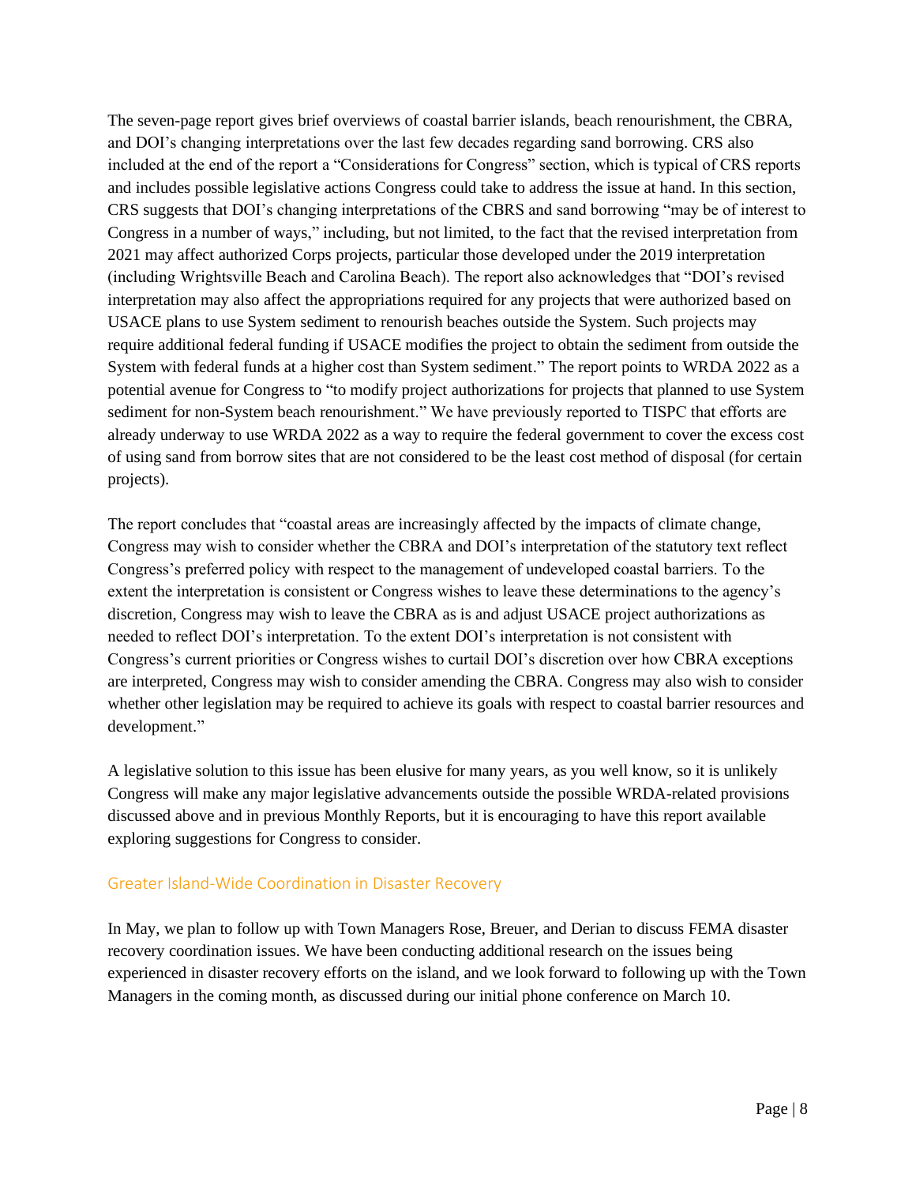The seven-page report gives brief overviews of coastal barrier islands, beach renourishment, the CBRA, and DOI's changing interpretations over the last few decades regarding sand borrowing. CRS also included at the end of the report a "Considerations for Congress" section, which is typical of CRS reports and includes possible legislative actions Congress could take to address the issue at hand. In this section, CRS suggests that DOI's changing interpretations of the CBRS and sand borrowing "may be of interest to Congress in a number of ways," including, but not limited, to the fact that the revised interpretation from 2021 may affect authorized Corps projects, particular those developed under the 2019 interpretation (including Wrightsville Beach and Carolina Beach). The report also acknowledges that "DOI's revised interpretation may also affect the appropriations required for any projects that were authorized based on USACE plans to use System sediment to renourish beaches outside the System. Such projects may require additional federal funding if USACE modifies the project to obtain the sediment from outside the System with federal funds at a higher cost than System sediment." The report points to WRDA 2022 as a potential avenue for Congress to "to modify project authorizations for projects that planned to use System sediment for non-System beach renourishment." We have previously reported to TISPC that efforts are already underway to use WRDA 2022 as a way to require the federal government to cover the excess cost of using sand from borrow sites that are not considered to be the least cost method of disposal (for certain projects).

The report concludes that "coastal areas are increasingly affected by the impacts of climate change, Congress may wish to consider whether the CBRA and DOI's interpretation of the statutory text reflect Congress's preferred policy with respect to the management of undeveloped coastal barriers. To the extent the interpretation is consistent or Congress wishes to leave these determinations to the agency's discretion, Congress may wish to leave the CBRA as is and adjust USACE project authorizations as needed to reflect DOI's interpretation. To the extent DOI's interpretation is not consistent with Congress's current priorities or Congress wishes to curtail DOI's discretion over how CBRA exceptions are interpreted, Congress may wish to consider amending the CBRA. Congress may also wish to consider whether other legislation may be required to achieve its goals with respect to coastal barrier resources and development."

A legislative solution to this issue has been elusive for many years, as you well know, so it is unlikely Congress will make any major legislative advancements outside the possible WRDA-related provisions discussed above and in previous Monthly Reports, but it is encouraging to have this report available exploring suggestions for Congress to consider.

### Greater Island-Wide Coordination in Disaster Recovery

In May, we plan to follow up with Town Managers Rose, Breuer, and Derian to discuss FEMA disaster recovery coordination issues. We have been conducting additional research on the issues being experienced in disaster recovery efforts on the island, and we look forward to following up with the Town Managers in the coming month, as discussed during our initial phone conference on March 10.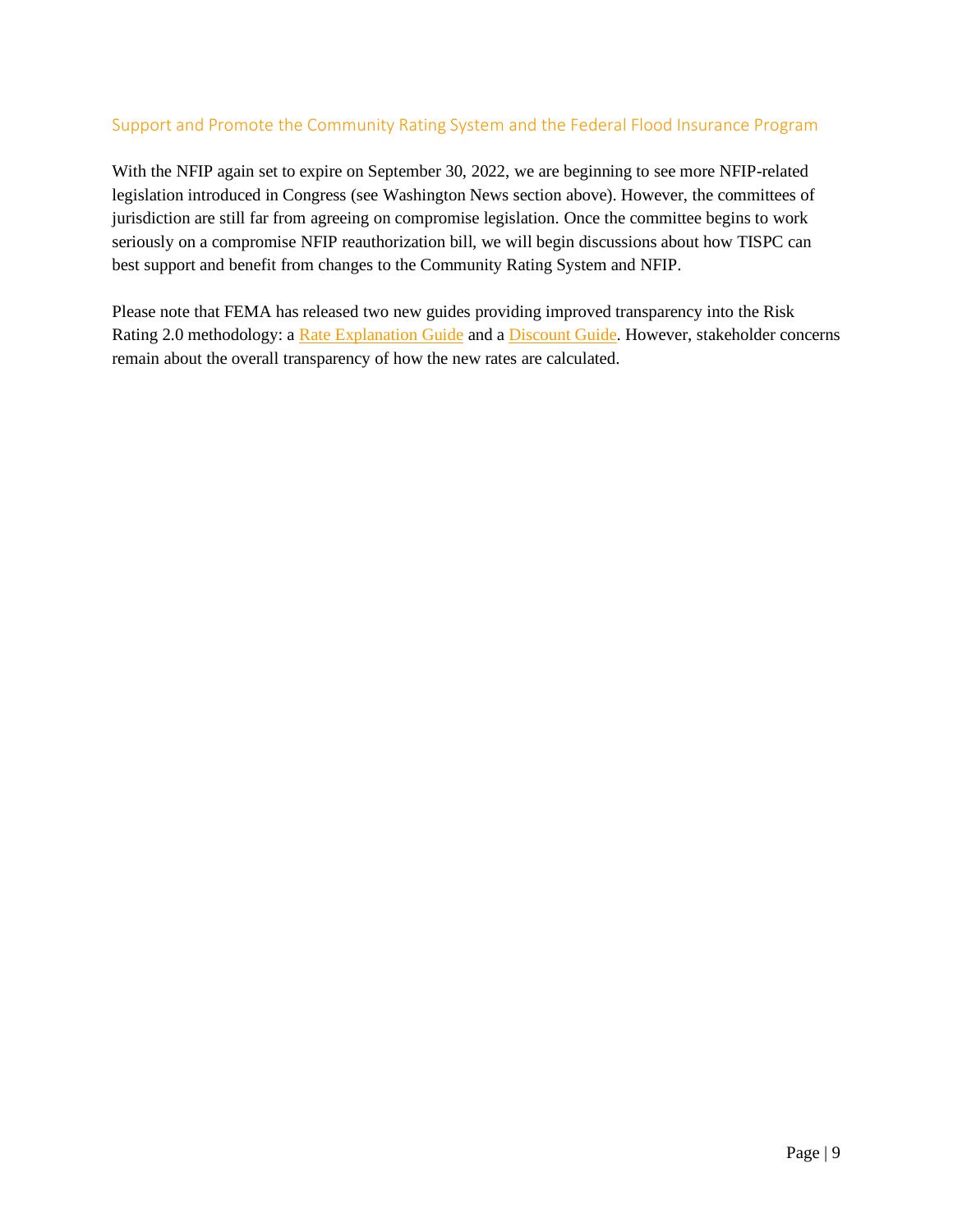## Support and Promote the Community Rating System and the Federal Flood Insurance Program

With the NFIP again set to expire on September 30, 2022, we are beginning to see more NFIP-related legislation introduced in Congress (see Washington News section above). However, the committees of jurisdiction are still far from agreeing on compromise legislation. Once the committee begins to work seriously on a compromise NFIP reauthorization bill, we will begin discussions about how TISPC can best support and benefit from changes to the Community Rating System and NFIP.

Please note that FEMA has released two new guides providing improved transparency into the Risk Rating 2.0 methodology: a Rate Explanation Guide and a Discount Guide. However, stakeholder concerns remain about the overall transparency of how the new rates are calculated.